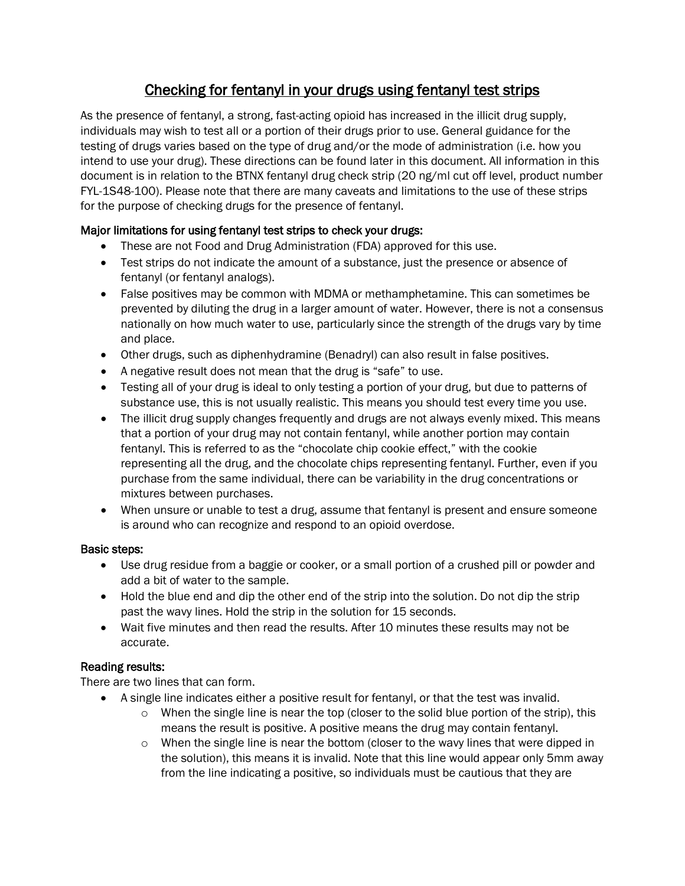# Checking for fentanyl in your drugs using fentanyl test strips

As the presence of fentanyl, a strong, fast-acting opioid has increased in the illicit drug supply, individuals may wish to test all or a portion of their drugs prior to use. General guidance for the testing of drugs varies based on the type of drug and/or the mode of administration (i.e. how you intend to use your drug). These directions can be found later in this document. All information in this document is in relation to the BTNX fentanyl drug check strip (20 ng/ml cut off level, product number FYL-1S48-100). Please note that there are many caveats and limitations to the use of these strips for the purpose of checking drugs for the presence of fentanyl.

## Major limitations for using fentanyl test strips to check your drugs:

- These are not Food and Drug Administration (FDA) approved for this use.
- Test strips do not indicate the amount of a substance, just the presence or absence of fentanyl (or fentanyl analogs).
- False positives may be common with MDMA or methamphetamine. This can sometimes be prevented by diluting the drug in a larger amount of water. However, there is not a consensus nationally on how much water to use, particularly since the strength of the drugs vary by time and place.
- Other drugs, such as diphenhydramine (Benadryl) can also result in false positives.
- A negative result does not mean that the drug is "safe" to use.
- Testing all of your drug is ideal to only testing a portion of your drug, but due to patterns of substance use, this is not usually realistic. This means you should test every time you use.
- The illicit drug supply changes frequently and drugs are not always evenly mixed. This means that a portion of your drug may not contain fentanyl, while another portion may contain fentanyl. This is referred to as the "chocolate chip cookie effect," with the cookie representing all the drug, and the chocolate chips representing fentanyl. Further, even if you purchase from the same individual, there can be variability in the drug concentrations or mixtures between purchases.
- When unsure or unable to test a drug, assume that fentanyl is present and ensure someone is around who can recognize and respond to an opioid overdose.

## Basic steps:

- Use drug residue from a baggie or cooker, or a small portion of a crushed pill or powder and add a bit of water to the sample.
- Hold the blue end and dip the other end of the strip into the solution. Do not dip the strip past the wavy lines. Hold the strip in the solution for 15 seconds.
- Wait five minutes and then read the results. After 10 minutes these results may not be accurate.

## Reading results:

There are two lines that can form.

- A single line indicates either a positive result for fentanyl, or that the test was invalid.
    - When the single line is near the top (closer to the solid blue portion of the strip), this means the result is positive. A positive means the drug may contain fentanyl.
    - When the single line is near the bottom (closer to the wavy lines that were dipped in the solution), this means it is invalid. Note that this line would appear only 5mm away from the line indicating a positive, so individuals must be cautious that they are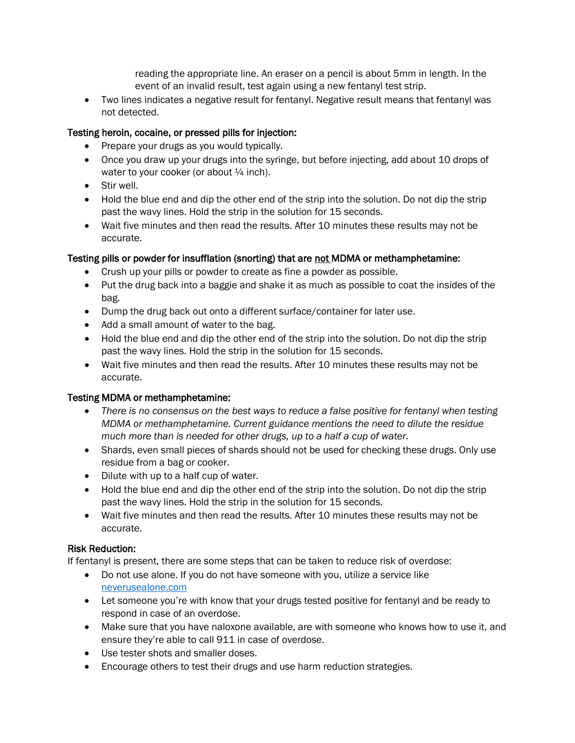reading the appropriate line. An eraser on a pencil is about 5mm in length. In the event of an invalid result, test again using a new fentanyl test strip.

- Two lines indicates a negative result for fentanyl. Negative result means that fentanyl was not detected.

**Testing heroin, cocaine, or pressed pills for injection:**

- Prepare your drugs as you would typically.
- Once you draw up your drugs into the syringe, but before injecting, add about 10 drops of water to your cooker (or about ¼ inch).
- Stir well.
- Hold the blue end and dip the other end of the strip into the solution. Do not dip the strip past the wavy lines. Hold the strip in the solution for 15 seconds.
- Wait five minutes and then read the results. After 10 minutes these results may not be accurate.

**Testing pills or powder for insufflation (snorting) that are <u>not</u> MDMA or methamphetamine:**

- Crush up your pills or powder to create as fine a powder as possible.
- Put the drug back into a baggie and shake it as much as possible to coat the insides of the bag.
- Dump the drug back out onto a different surface/container for later use.
- Add a small amount of water to the bag.
- Hold the blue end and dip the other end of the strip into the solution. Do not dip the strip past the wavy lines. Hold the strip in the solution for 15 seconds.
- Wait five minutes and then read the results. After 10 minutes these results may not be accurate.

**Testing MDMA or methamphetamine:**

- *There is no consensus on the best ways to reduce a false positive for fentanyl when testing MDMA or methamphetamine. Current guidance mentions the need to dilute the residue much more than is needed for other drugs, up to a half a cup of water.*
- Shards, even small pieces of shards should not be used for checking these drugs. Only use residue from a bag or cooker.
- Dilute with up to a half cup of water.
- Hold the blue end and dip the other end of the strip into the solution. Do not dip the strip past the wavy lines. Hold the strip in the solution for 15 seconds.
- Wait five minutes and then read the results. After 10 minutes these results may not be accurate.

**Risk Reduction:**

If fentanyl is present, there are some steps that can be taken to reduce risk of overdose:

- Do not use alone. If you do not have someone with you, utilize a service like [neverusealone.com](neverusealone.com)
- Let someone you're with know that your drugs tested positive for fentanyl and be ready to respond in case of an overdose.
- Make sure that you have naloxone available, are with someone who knows how to use it, and ensure they're able to call 911 in case of overdose.
- Use tester shots and smaller doses.
- Encourage others to test their drugs and use harm reduction strategies.